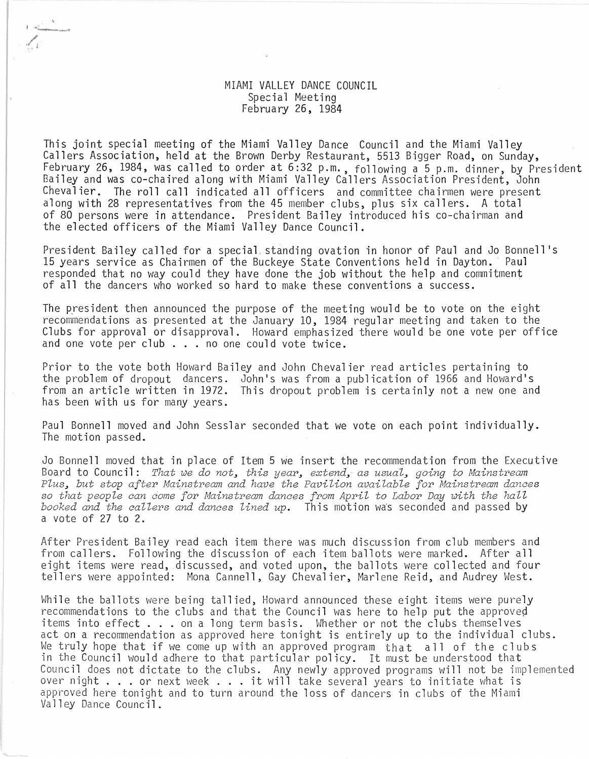# MIAMI VALLEY DANCE COUNCIL
## Special Meeting
## February 26, 1984

This joint special meeting of the Miami Valley Dance Council and the Miami Valley Callers Association, held at the Brown Derby Restaurant, 5513 Bigger Road, on Sunday, February 26, 1984, was called to order at 6:32 p.m., following a 5 p.m. dinner, by President Bailey and was co-chaired along with Miami Valley Callers Association President, John Chevalier. The roll call indicated all officers and committee chairmen were present along with 28 representatives from the 45 member clubs, plus six callers. A total of 80 persons were in attendance. President Bailey introduced his co-chairman and the elected officers of the Miami Valley Dance Council.

President Bailey called for a special standing ovation in honor of Paul and Jo Bonnell's 15 years service as Chairmen of the Buckeye State Conventions held in Dayton. Paul responded that no way could they have done the job without the help and commitment of all the dancers who worked so hard to make these conventions a success.

The president then announced the purpose of the meeting would be to vote on the eight recommendations as presented at the January 10, 1984 regular meeting and taken to the Clubs for approval or disapproval. Howard emphasized there would be one vote per office and one vote per club . . . no one could vote twice.

Prior to the vote both Howard Bailey and John Chevalier read articles pertaining to the problem of dropout dancers. John's was from a publication of 1966 and Howard's from an article written in 1972. This dropout problem is certainly not a new one and has been with us for many years.

Paul Bonnell moved and John Sesslar seconded that we vote on each point individually. The motion passed.

Jo Bonnell moved that in place of Item 5 we insert the recommendation from the Executive Board to Council: *That we do not, this year, extend, as usual, going to Mainstream Plus, but stop after Mainstream and have the Pavilion available for Mainstream dances so that people can come for Mainstream dances from April to Labor Day with the hall booked and the callers and dances lined up.* This motion was seconded and passed by a vote of 27 to 2.

After President Bailey read each item there was much discussion from club members and from callers. Following the discussion of each item ballots were marked. After all eight items were read, discussed, and voted upon, the ballots were collected and four tellers were appointed: Mona Cannell, Gay Chevalier, Marlene Reid, and Audrey West.

While the ballots were being tallied, Howard announced these eight items were purely recommendations to the clubs and that the Council was here to help put the approved items into effect . . . on a long term basis. Whether or not the clubs themselves act on a recommendation as approved here tonight is entirely up to the individual clubs. We truly hope that if we come up with an approved program that all of the clubs in the Council would adhere to that particular policy. It must be understood that Council does not dictate to the clubs. Any newly approved programs will not be implemented over night . . . or next week . . . it will take several years to initiate what is approved here tonight and to turn around the loss of dancers in clubs of the Miami Valley Dance Council.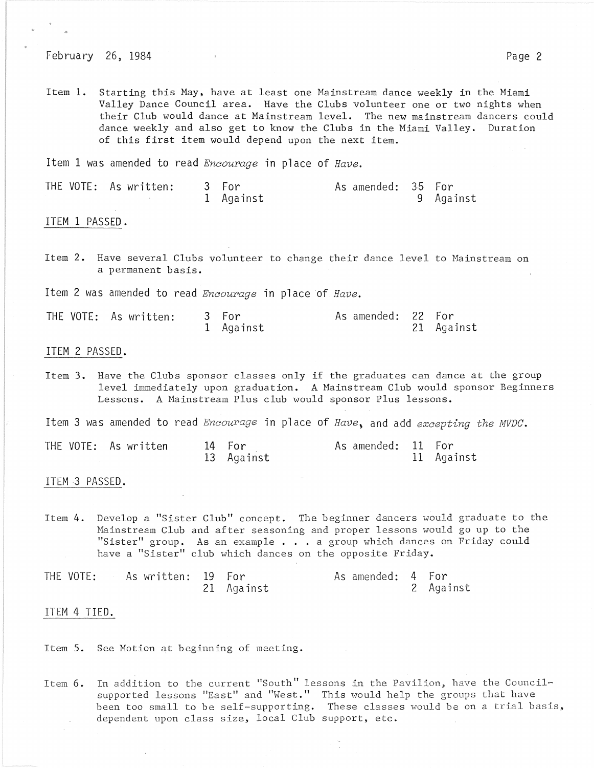February 26, 1984

Item 1. Starting this May, have at least one Mainstream dance weekly in the Miami Valley Dance Council area. Have the Clubs volunteer one or two nights when their Club would dance at Mainstream level. The new mainstream dancers could dance weekly and also get to know the Clubs in the Miami Valley. Duration of this first item would depend upon the next item.

Item 1 was amended to read *Encourage* in place of *Have*.

| THE VOTE: | As written: | | As amended: | |
|---|---|---|---|---|
| | | 3 For | | 35 For |
| | | 1 Against | | 9 Against |

ITEM 1 PASSED.

Item 2. Have several Clubs volunteer to change their dance level to Mainstream on a permanent basis.

Item 2 was amended to read *Encourage* in place of *Have*.

| THE VOTE: | As written: | | As amended: | |
|---|---|---|---|---|
| | | 3 For | | 22 For |
| | | 1 Against | | 21 Against |

ITEM 2 PASSED.

Item 3. Have the Clubs sponsor classes only if the graduates can dance at the group level immediately upon graduation. A Mainstream Club would sponsor Beginners Lessons. A Mainstream Plus club would sponsor Plus lessons.

Item 3 was amended to read *Encourage* in place of *Have*, and add *excepting the MVDC*.

| THE VOTE: | As written | | As amended: | |
|---|---|---|---|---|
| | | 14 For | | 11 For |
| | | 13 Against | | 11 Against |

ITEM 3 PASSED.

Item 4. Develop a "Sister Club" concept. The beginner dancers would graduate to the Mainstream Club and after seasoning and proper lessons would go up to the "Sister" group. As an example . . . a group which dances on Friday could have a "Sister" club which dances on the opposite Friday.

| THE VOTE: | As written: | | As amended: | |
|---|---|---|---|---|
| | | 19 For | | 4 For |
| | | 21 Against | | 2 Against |

ITEM 4 TIED.

Item 5. See Motion at beginning of meeting.

Item 6. In addition to the current "South" lessons in the Pavilion, have the Council-supported lessons "East" and "West." This would help the groups that have been too small to be self-supporting. These classes would be on a trial basis, dependent upon class size, local Club support, etc.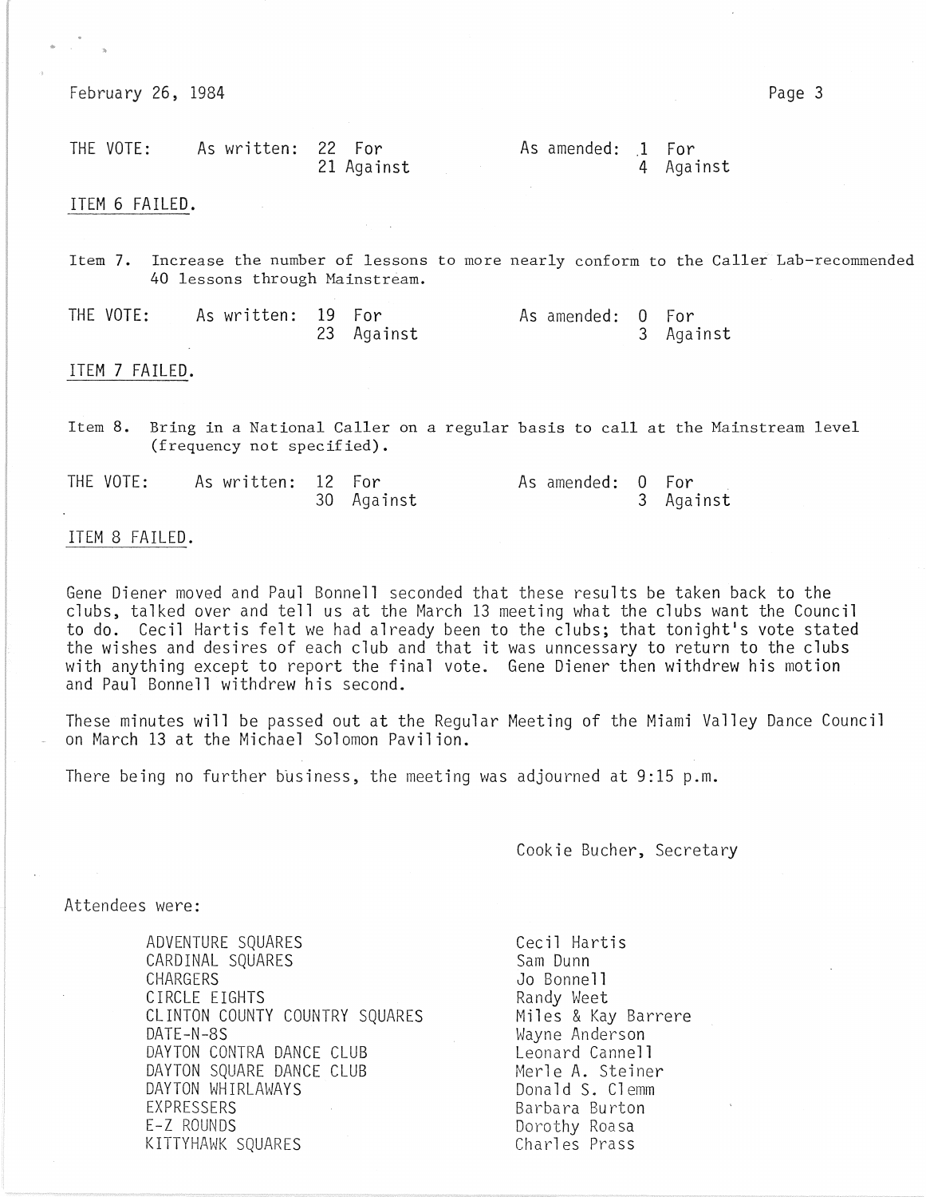February 26, 1984

| THE VOTE: | As written: | 22 For | As amended: | 1 For |
|---|---|---|---|---|
| | | 21 Against | | 4 Against |

ITEM 6 FAILED.

Item 7. Increase the number of lessons to more nearly conform to the Caller Lab-recommended 40 lessons through Mainstream.

| THE VOTE: | As written: | 19 For | As amended: | 0 For |
|---|---|---|---|---|
| | | 23 Against | | 3 Against |

ITEM 7 FAILED.

Item 8. Bring in a National Caller on a regular basis to call at the Mainstream level (frequency not specified).

| THE VOTE: | As written: | 12 For | As amended: | 0 For |
|---|---|---|---|---|
| | | 30 Against | | 3 Against |

ITEM 8 FAILED.

Gene Diener moved and Paul Bonnell seconded that these results be taken back to the clubs, talked over and tell us at the March 13 meeting what the clubs want the Council to do. Cecil Hartis felt we had already been to the clubs; that tonight's vote stated the wishes and desires of each club and that it was unncessary to return to the clubs with anything except to report the final vote. Gene Diener then withdrew his motion and Paul Bonnell withdrew his second.

These minutes will be passed out at the Regular Meeting of the Miami Valley Dance Council on March 13 at the Michael Solomon Pavilion.

There being no further business, the meeting was adjourned at 9:15 p.m.

Cookie Bucher, Secretary

Attendees were:

| | |
|---|---|
| ADVENTURE SQUARES | Cecil Hartis |
| CARDINAL SQUARES | Sam Dunn |
| CHARGERS | Jo Bonnell |
| CIRCLE EIGHTS | Randy Weet |
| CLINTON COUNTY COUNTRY SQUARES | Miles & Kay Barrere |
| DATE-N-8S | Wayne Anderson |
| DAYTON CONTRA DANCE CLUB | Leonard Cannell |
| DAYTON SQUARE DANCE CLUB | Merle A. Steiner |
| DAYTON WHIRLAWAYS | Donald S. Clemm |
| EXPRESSERS | Barbara Burton |
| E-Z ROUNDS | Dorothy Roasa |
| KITTYHAWK SQUARES | Charles Prass |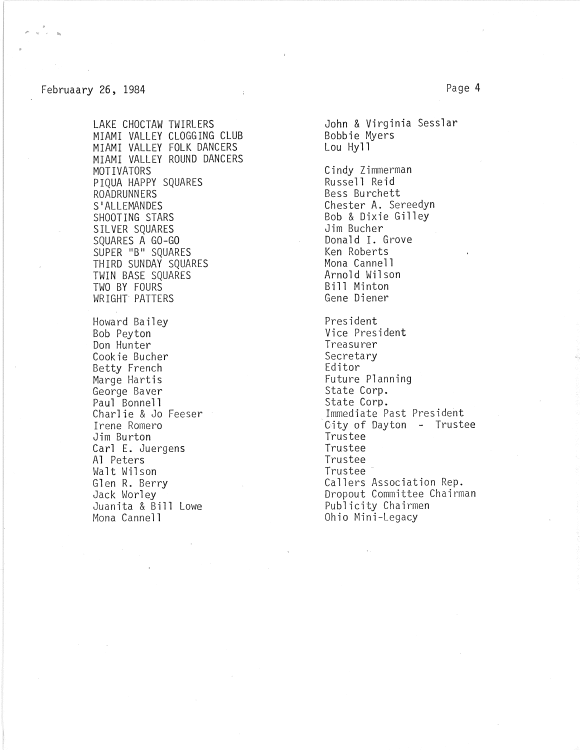| | |
|---|---|
| LAKE CHOCTAW TWIRLERS | John & Virginia Sesslar |
| MIAMI VALLEY CLOGGING CLUB | Bobbie Myers |
| MIAMI VALLEY FOLK DANCERS | Lou Hyll |
| MIAMI VALLEY ROUND DANCERS | |
| MOTIVATORS | Cindy Zimmerman |
| PIQUA HAPPY SQUARES | Russell Reid |
| ROADRUNNERS | Bess Burchett |
| S'ALLEMANDES | Chester A. Sereedyn |
| SHOOTING STARS | Bob & Dixie Gilley |
| SILVER SQUARES | Jim Bucher |
| SQUARES A GO-GO | Donald I. Grove |
| SUPER "B" SQUARES | Ken Roberts |
| THIRD SUNDAY SQUARES | Mona Cannell |
| TWIN BASE SQUARES | Arnold Wilson |
| TWO BY FOURS | Bill Minton |
| WRIGHT PATTERS | Gene Diener |

| | |
|---|---|
| Howard Bailey | President |
| Bob Peyton | Vice President |
| Don Hunter | Treasurer |
| Cookie Bucher | Secretary |
| Betty French | Editor |
| Marge Hartis | Future Planning |
| George Baver | State Corp. |
| Paul Bonnell | State Corp. |
| Charlie & Jo Feeser | Immediate Past President |
| Irene Romero | City of Dayton - Trustee |
| Jim Burton | Trustee |
| Carl E. Juergens | Trustee |
| Al Peters | Trustee |
| Walt Wilson | Trustee |
| Glen R. Berry | Callers Association Rep. |
| Jack Worley | Dropout Committee Chairman |
| Juanita & Bill Lowe | Publicity Chairmen |
| Mona Cannell | Ohio Mini-Legacy |